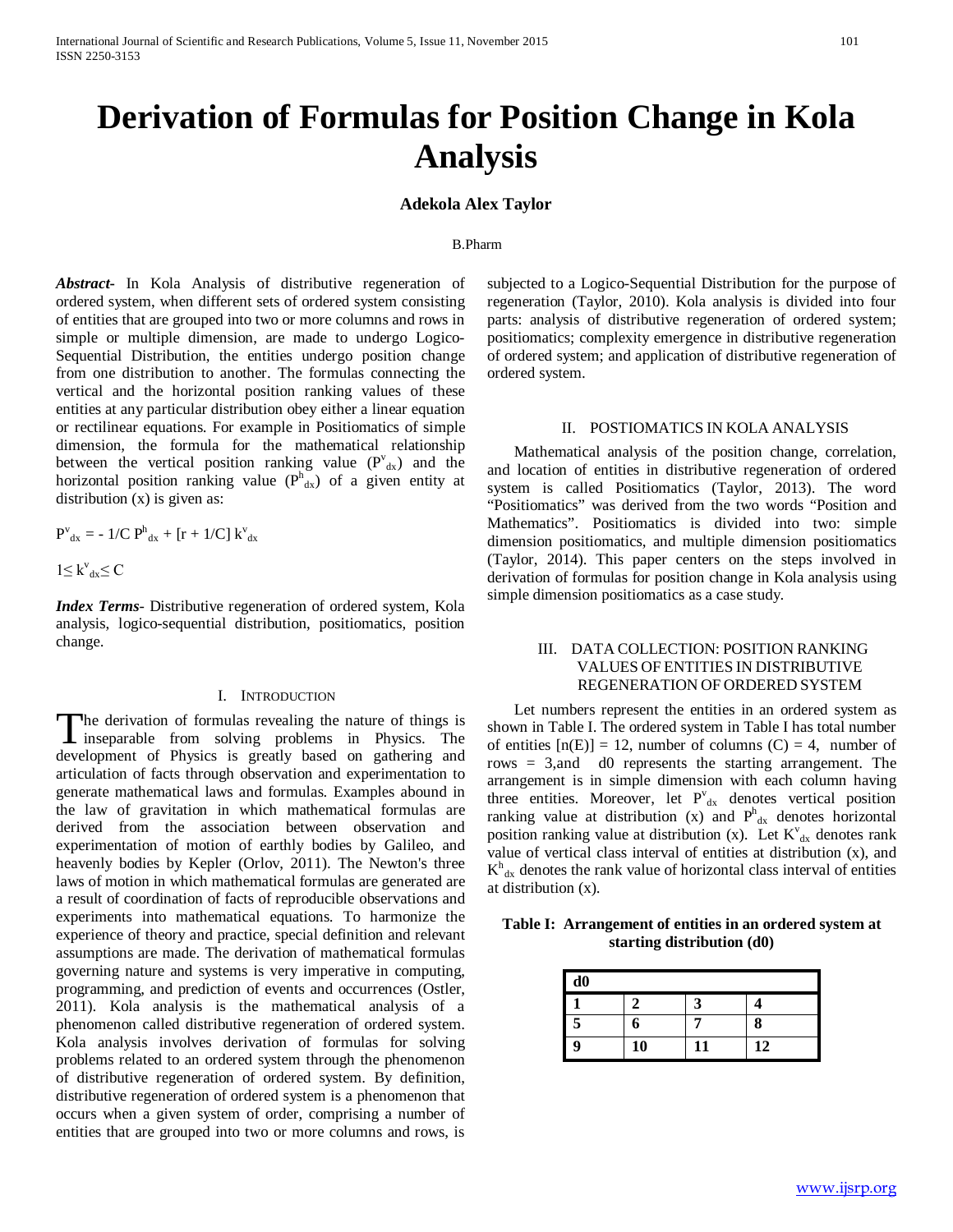# Derivation of Formulas for Position Change in Kola Analysis

**Adekola Alex Taylor**

B.Pharm

***Abstract*-** In Kola Analysis of distributive regeneration of ordered system, when different sets of ordered system consisting of entities that are grouped into two or more columns and rows in simple or multiple dimension, are made to undergo Logico-Sequential Distribution, the entities undergo position change from one distribution to another. The formulas connecting the vertical and the horizontal position ranking values of these entities at any particular distribution obey either a linear equation or rectilinear equations. For example in Positiomatics of simple dimension, the formula for the mathematical relationship between the vertical position ranking value ($P^v_{dx}$) and the horizontal position ranking value ($P^h_{dx}$) of a given entity at distribution (x) is given as:

$$P^v_{dx} = - 1/C \, P^h_{dx} + [r + 1/C] \, k^v_{dx}$$

$$1 \leq k^v_{dx} \leq C$$

***Index Terms*-** Distributive regeneration of ordered system, Kola analysis, logico-sequential distribution, positiomatics, position change.

## I. Introduction

The derivation of formulas revealing the nature of things is inseparable from solving problems in Physics. The development of Physics is greatly based on gathering and articulation of facts through observation and experimentation to generate mathematical laws and formulas. Examples abound in the law of gravitation in which mathematical formulas are derived from the association between observation and experimentation of motion of earthly bodies by Galileo, and heavenly bodies by Kepler (Orlov, 2011). The Newton's three laws of motion in which mathematical formulas are generated are a result of coordination of facts of reproducible observations and experiments into mathematical equations. To harmonize the experience of theory and practice, special definition and relevant assumptions are made. The derivation of mathematical formulas governing nature and systems is very imperative in computing, programming, and prediction of events and occurrences (Ostler, 2011). Kola analysis is the mathematical analysis of a phenomenon called distributive regeneration of ordered system. Kola analysis involves derivation of formulas for solving problems related to an ordered system through the phenomenon of distributive regeneration of ordered system. By definition, distributive regeneration of ordered system is a phenomenon that occurs when a given system of order, comprising a number of entities that are grouped into two or more columns and rows, is subjected to a Logico-Sequential Distribution for the purpose of regeneration (Taylor, 2010). Kola analysis is divided into four parts: analysis of distributive regeneration of ordered system; positiomatics; complexity emergence in distributive regeneration of ordered system; and application of distributive regeneration of ordered system.

## II. Postiomatics in Kola Analysis

Mathematical analysis of the position change, correlation, and location of entities in distributive regeneration of ordered system is called Positiomatics (Taylor, 2013). The word "Positiomatics" was derived from the two words "Position and Mathematics". Positiomatics is divided into two: simple dimension positiomatics, and multiple dimension positiomatics (Taylor, 2014). This paper centers on the steps involved in derivation of formulas for position change in Kola analysis using simple dimension positiomatics as a case study.

## III. Data Collection: Position Ranking Values of Entities in Distributive Regeneration of Ordered System

Let numbers represent the entities in an ordered system as shown in Table I. The ordered system in Table I has total number of entities [n(E)] = 12, number of columns (C) = 4, number of rows = 3,and d0 represents the starting arrangement. The arrangement is in simple dimension with each column having three entities. Moreover, let $P^v_{dx}$ denotes vertical position ranking value at distribution (x) and $P^h_{dx}$ denotes horizontal position ranking value at distribution (x). Let $K^v_{dx}$ denotes rank value of vertical class interval of entities at distribution (x), and $K^h_{dx}$ denotes the rank value of horizontal class interval of entities at distribution (x).

**Table I: Arrangement of entities in an ordered system at starting distribution (d0)**

| **d0** | | | |
|---|---|---|---|
| **1** | **2** | **3** | **4** |
| **5** | **6** | **7** | **8** |
| **9** | **10** | **11** | **12** |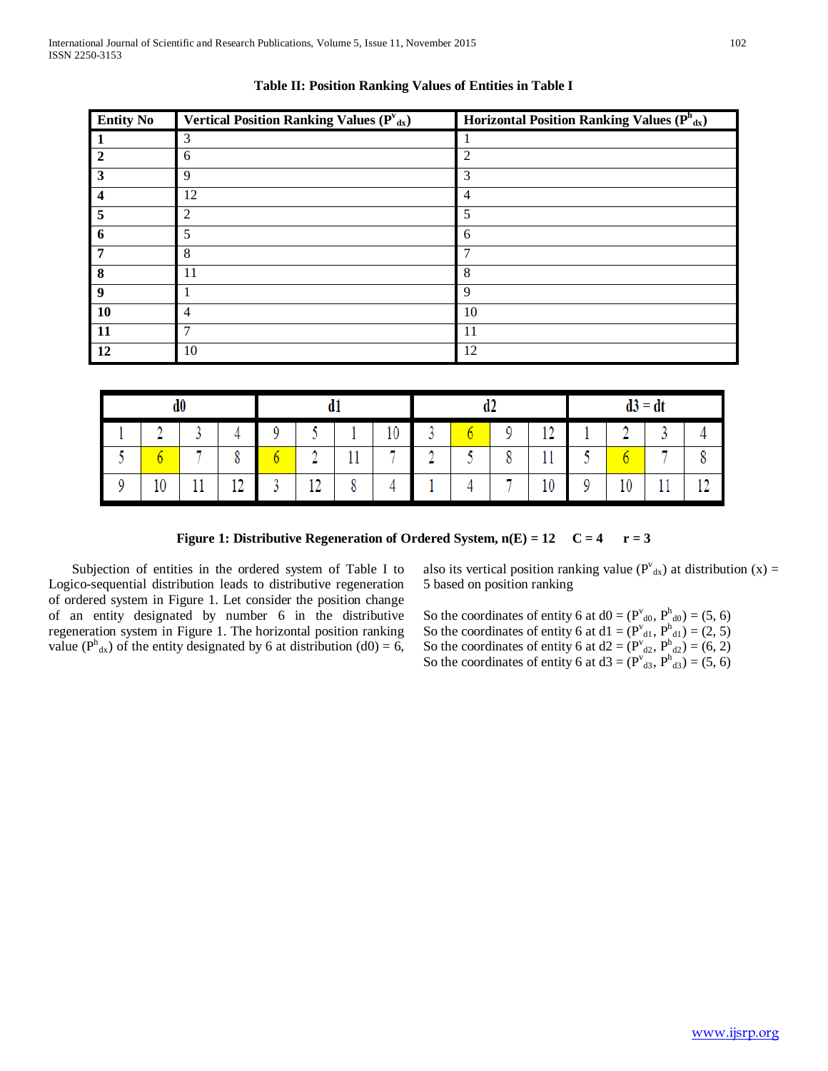**Table II: Position Ranking Values of Entities in Table I**

| Entity No | Vertical Position Ranking Values ($P^v_{dx}$) | Horizontal Position Ranking Values ($P^h_{dx}$) |
|---|---|---|
| **1** | 3 | 1 |
| **2** | 6 | 2 |
| **3** | 9 | 3 |
| **4** | 12 | 4 |
| **5** | 2 | 5 |
| **6** | 5 | 6 |
| **7** | 8 | 7 |
| **8** | 11 | 8 |
| **9** | 1 | 9 |
| **10** | 4 | 10 |
| **11** | 7 | 11 |
| **12** | 10 | 12 |

| d0 | | | | d1 | | | | d2 | | | | d3 = dt | | | |
|---|---|---|---|---|---|---|---|---|---|---|---|---|---|---|---|
| 1 | 2 | 3 | 4 | 9 | 5 | 1 | 10 | 3 | 6 | 9 | 12 | 1 | 2 | 3 | 4 |
| 5 | 6 | 7 | 8 | 6 | 2 | 11 | 7 | 2 | 5 | 8 | 11 | 5 | 6 | 7 | 8 |
| 9 | 10 | 11 | 12 | 3 | 12 | 8 | 4 | 1 | 4 | 7 | 10 | 9 | 10 | 11 | 12 |

**Figure 1: Distributive Regeneration of Ordered System, n(E) = 12  C = 4  r = 3**

Subjection of entities in the ordered system of Table I to Logico-sequential distribution leads to distributive regeneration of ordered system in Figure 1. Let consider the position change of an entity designated by number 6 in the distributive regeneration system in Figure 1. The horizontal position ranking value ($P^h_{dx}$) of the entity designated by 6 at distribution (d0) = 6, also its vertical position ranking value ($P^v_{dx}$) at distribution (x) = 5 based on position ranking

So the coordinates of entity 6 at d0 = ($P^v_{d0}$, $P^h_{d0}$) = (5, 6)
So the coordinates of entity 6 at d1 = ($P^v_{d1}$, $P^h_{d1}$) = (2, 5)
So the coordinates of entity 6 at d2 = ($P^v_{d2}$, $P^h_{d2}$) = (6, 2)
So the coordinates of entity 6 at d3 = ($P^v_{d3}$, $P^h_{d3}$) = (5, 6)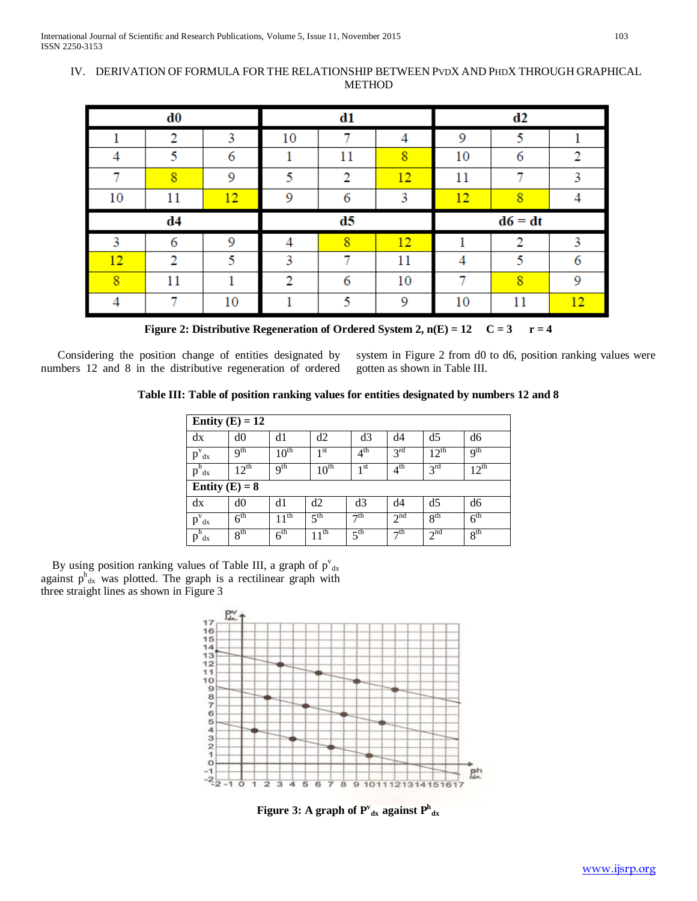## IV. DERIVATION OF FORMULA FOR THE RELATIONSHIP BETWEEN PvdX AND PhdX THROUGH GRAPHICAL METHOD

| d0 | | | d1 | | | d2 | | |
|---|---|---|---|---|---|---|---|---|
| 1 | 2 | 3 | 10 | 7 | 4 | 9 | 5 | 1 |
| 4 | 5 | 6 | 1 | 11 | 8 | 10 | 6 | 2 |
| 7 | 8 | 9 | 5 | 2 | 12 | 11 | 7 | 3 |
| 10 | 11 | 12 | 9 | 6 | 3 | 12 | 8 | 4 |
| **d4** | | | **d5** | | | **d6 = dt** | | |
| 3 | 6 | 9 | 4 | 8 | 12 | 1 | 2 | 3 |
| 12 | 2 | 5 | 3 | 7 | 11 | 4 | 5 | 6 |
| 8 | 11 | 1 | 2 | 6 | 10 | 7 | 8 | 9 |
| 4 | 7 | 10 | 1 | 5 | 9 | 10 | 11 | 12 |

**Figure 2: Distributive Regeneration of Ordered System 2, n(E) = 12 C = 3 r = 4**

Considering the position change of entities designated by numbers 12 and 8 in the distributive regeneration of ordered system in Figure 2 from d0 to d6, position ranking values were gotten as shown in Table III.

**Table III: Table of position ranking values for entities designated by numbers 12 and 8**

| **Entity (E) = 12** | | | | | | | |
|---|---|---|---|---|---|---|---|
| dx | d0 | d1 | d2 | d3 | d4 | d5 | d6 |
| $p^v_{dx}$ | 9th | 10th | 1st | 4th | 3rd | 12th | 9th |
| $p^h_{dx}$ | 12th | 9th | 10th | 1st | 4th | 3rd | 12th |
| **Entity (E) = 8** | | | | | | | |
| dx | d0 | d1 | d2 | d3 | d4 | d5 | d6 |
| $p^v_{dx}$ | 6th | 11th | 5th | 7th | 2nd | 8th | 6th |
| $p^h_{dx}$ | 8th | 6th | 11th | 5th | 7th | 2nd | 8th |

By using position ranking values of Table III, a graph of $p^v_{dx}$ against $p^h_{dx}$ was plotted. The graph is a rectilinear graph with three straight lines as shown in Figure 3

**Figure 3: A graph of $P^v_{dx}$ against $P^h_{dx}$**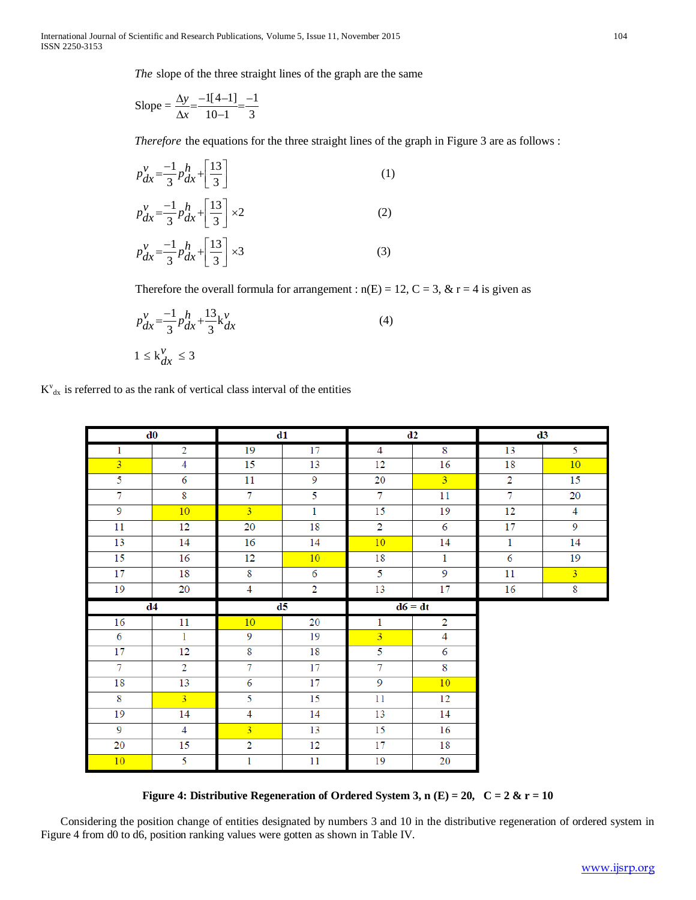*The* slope of the three straight lines of the graph are the same

$$\text{Slope} = \frac{\Delta y}{\Delta x} = \frac{-1[4-1]}{10-1} = \frac{-1}{3}$$

*Therefore* the equations for the three straight lines of the graph in Figure 3 are as follows :

$$p_{dx}^{v} = \frac{-1}{3} p_{dx}^{h} + \left[\frac{13}{3}\right] \qquad (1)$$

$$p_{dx}^{v} = \frac{-1}{3} p_{dx}^{h} + \left[\frac{13}{3}\right] \times 2 \qquad (2)$$

$$p_{dx}^{v} = \frac{-1}{3} p_{dx}^{h} + \left[\frac{13}{3}\right] \times 3 \qquad (3)$$

Therefore the overall formula for arrangement : n(E) = 12, C = 3, & r = 4 is given as

$$p_{dx}^{v} = \frac{-1}{3} p_{dx}^{h} + \frac{13}{3} k_{dx}^{v} \qquad (4)$$

$$1 \leq k_{dx}^{v} \leq 3$$

$K_{dx}^{v}$ is referred to as the rank of vertical class interval of the entities

| d0 | | d1 | | d2 | | d3 | |
|---|---|---|---|---|---|---|---|
| 1 | 2 | 19 | 17 | 4 | 8 | 13 | 5 |
| 3 | 4 | 15 | 13 | 12 | 16 | 18 | 10 |
| 5 | 6 | 11 | 9 | 20 | 3 | 2 | 15 |
| 7 | 8 | 7 | 5 | 7 | 11 | 7 | 20 |
| 9 | 10 | 3 | 1 | 15 | 19 | 12 | 4 |
| 11 | 12 | 20 | 18 | 2 | 6 | 17 | 9 |
| 13 | 14 | 16 | 14 | 10 | 14 | 1 | 14 |
| 15 | 16 | 12 | 10 | 18 | 1 | 6 | 19 |
| 17 | 18 | 8 | 6 | 5 | 9 | 11 | 3 |
| 19 | 20 | 4 | 2 | 13 | 17 | 16 | 8 |

| d4 | | d5 | | d6 = dt | |
|---|---|---|---|---|---|
| 16 | 11 | 10 | 20 | 1 | 2 |
| 6 | 1 | 9 | 19 | 3 | 4 |
| 17 | 12 | 8 | 18 | 5 | 6 |
| 7 | 2 | 7 | 17 | 7 | 8 |
| 18 | 13 | 6 | 17 | 9 | 10 |
| 8 | 3 | 5 | 15 | 11 | 12 |
| 19 | 14 | 4 | 14 | 13 | 14 |
| 9 | 4 | 3 | 13 | 15 | 16 |
| 20 | 15 | 2 | 12 | 17 | 18 |
| 10 | 5 | 1 | 11 | 19 | 20 |

**Figure 4: Distributive Regeneration of Ordered System 3, n (E) = 20, C = 2 & r = 10**

Considering the position change of entities designated by numbers 3 and 10 in the distributive regeneration of ordered system in Figure 4 from d0 to d6, position ranking values were gotten as shown in Table IV.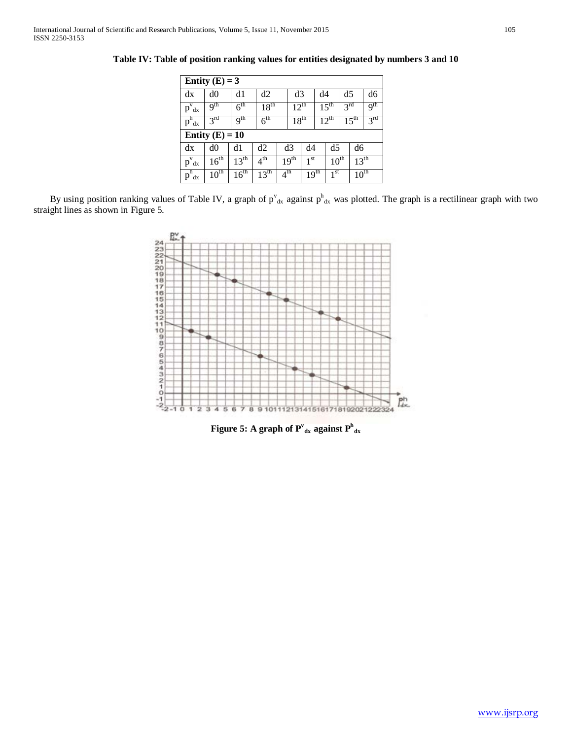**Table IV: Table of position ranking values for entities designated by numbers 3 and 10**

| Entity (E) = 3 | | | | | | | |
|---|---|---|---|---|---|---|---|
| dx | d0 | d1 | d2 | d3 | d4 | d5 | d6 |
| $p^v_{dx}$ | 9th | 6th | 18th | 12th | 15th | 3rd | 9th |
| $p^h_{dx}$ | 3rd | 9th | 6th | 18th | 12th | 15th | 3rd |
| **Entity (E) = 10** | | | | | | | |
| dx | d0 | d1 | d2 | d3 | d4 | d5 | d6 |
| $p^v_{dx}$ | 16th | 13th | 4th | 19th | 1st | 10th | 13th |
| $p^h_{dx}$ | 10th | 16th | 13th | 4th | 19th | 1st | 10th |

By using position ranking values of Table IV, a graph of $p^v_{dx}$ against $p^h_{dx}$ was plotted. The graph is a rectilinear graph with two straight lines as shown in Figure 5.

**Figure 5: A graph of $P^v_{dx}$ against $P^h_{dx}$**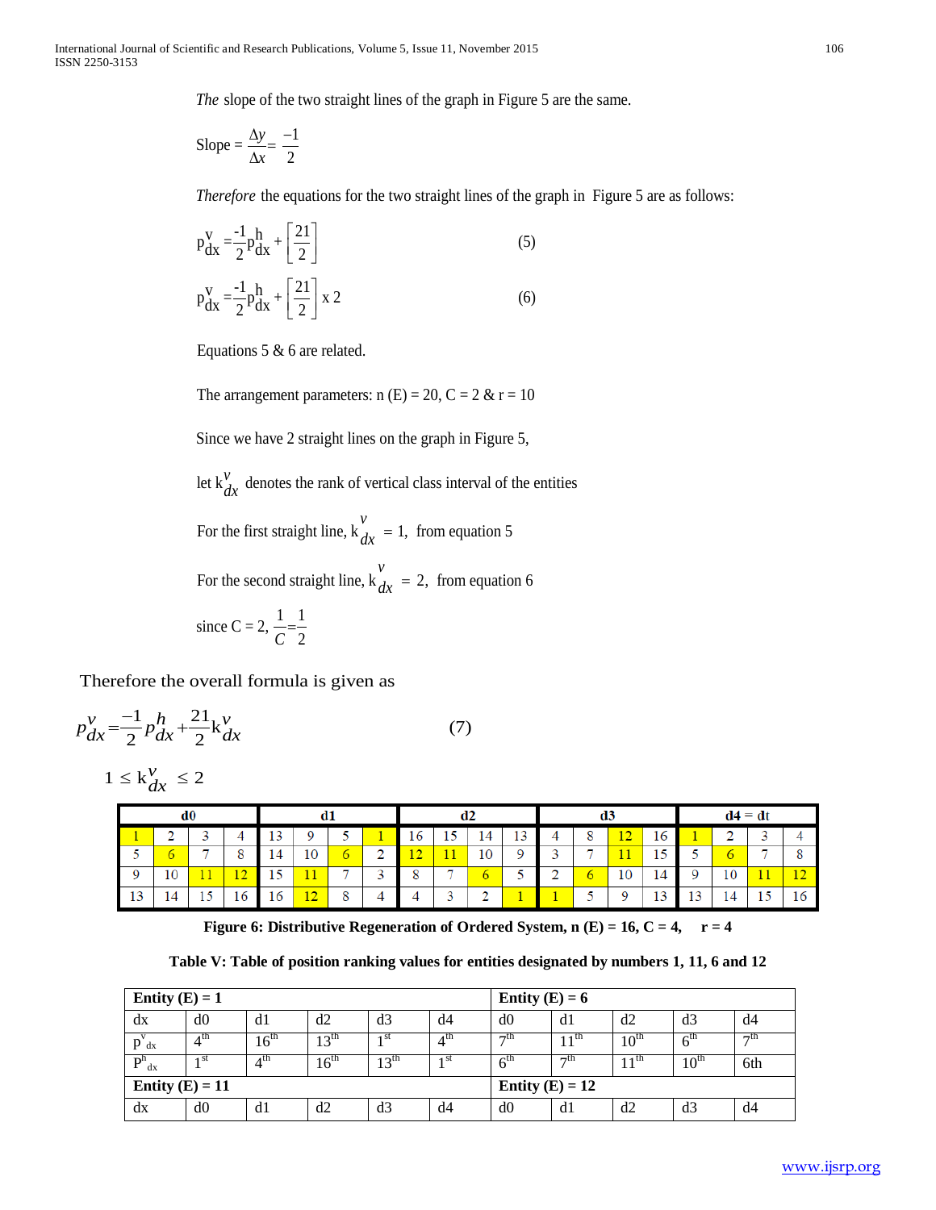*The* slope of the two straight lines of the graph in Figure 5 are the same.

$$\text{Slope} = \frac{\Delta y}{\Delta x} = \frac{-1}{2}$$

*Therefore* the equations for the two straight lines of the graph in Figure 5 are as follows:

$$p^{v}_{dx} = \frac{-1}{2} p^{h}_{dx} + \left[\frac{21}{2}\right] \qquad (5)$$

$$p^{v}_{dx} = \frac{-1}{2} p^{h}_{dx} + \left[\frac{21}{2}\right] \times 2 \qquad (6)$$

Equations 5 & 6 are related.

The arrangement parameters: n (E) = 20, C = 2 & r = 10

Since we have 2 straight lines on the graph in Figure 5,

let $k^{v}_{dx}$ denotes the rank of vertical class interval of the entities

For the first straight line, $k^{v}_{dx} = 1$, from equation 5

For the second straight line, $k^{v}_{dx} = 2$, from equation 6

since C = 2, $\frac{1}{C} = \frac{1}{2}$

Therefore the overall formula is given as

$$p^{v}_{dx} = \frac{-1}{2} p^{h}_{dx} + \frac{21}{2} k^{v}_{dx} \qquad (7)$$

$$1 \le k^{v}_{dx} \le 2$$

| d0 | | | | d1 | | | | d2 | | | | d3 | | | | d4 = dt | | | |
|---|---|---|---|---|---|---|---|---|---|---|---|---|---|---|---|---|---|---|---|
| 1 | 2 | 3 | 4 | 13 | 9 | 5 | 1 | 16 | 15 | 14 | 13 | 4 | 8 | 12 | 16 | 1 | 2 | 3 | 4 |
| 5 | 6 | 7 | 8 | 14 | 10 | 6 | 2 | 12 | 11 | 10 | 9 | 3 | 7 | 11 | 15 | 5 | 6 | 7 | 8 |
| 9 | 10 | 11 | 12 | 15 | 11 | 7 | 3 | 8 | 7 | 6 | 5 | 2 | 6 | 10 | 14 | 9 | 10 | 11 | 12 |
| 13 | 14 | 15 | 16 | 16 | 12 | 8 | 4 | 4 | 3 | 2 | 1 | 1 | 5 | 9 | 13 | 13 | 14 | 15 | 16 |

**Figure 6: Distributive Regeneration of Ordered System, n (E) = 16, C = 4, r = 4**

**Table V: Table of position ranking values for entities designated by numbers 1, 11, 6 and 12**

| **Entity (E) = 1** | | | | | | **Entity (E) = 6** | | | | |
|---|---|---|---|---|---|---|---|---|---|---|
| dx | d0 | d1 | d2 | d3 | d4 | d0 | d1 | d2 | d3 | d4 |
| $p^{v}_{dx}$ | 4th | 16th | 13th | 1st | 4th | 7th | 11th | 10th | 6th | 7th |
| $P^{h}_{dx}$ | 1st | 4th | 16th | 13th | 1st | 6th | 7th | 11th | 10th | 6th |
| **Entity (E) = 11** | | | | | | **Entity (E) = 12** | | | | |
| dx | d0 | d1 | d2 | d3 | d4 | d0 | d1 | d2 | d3 | d4 |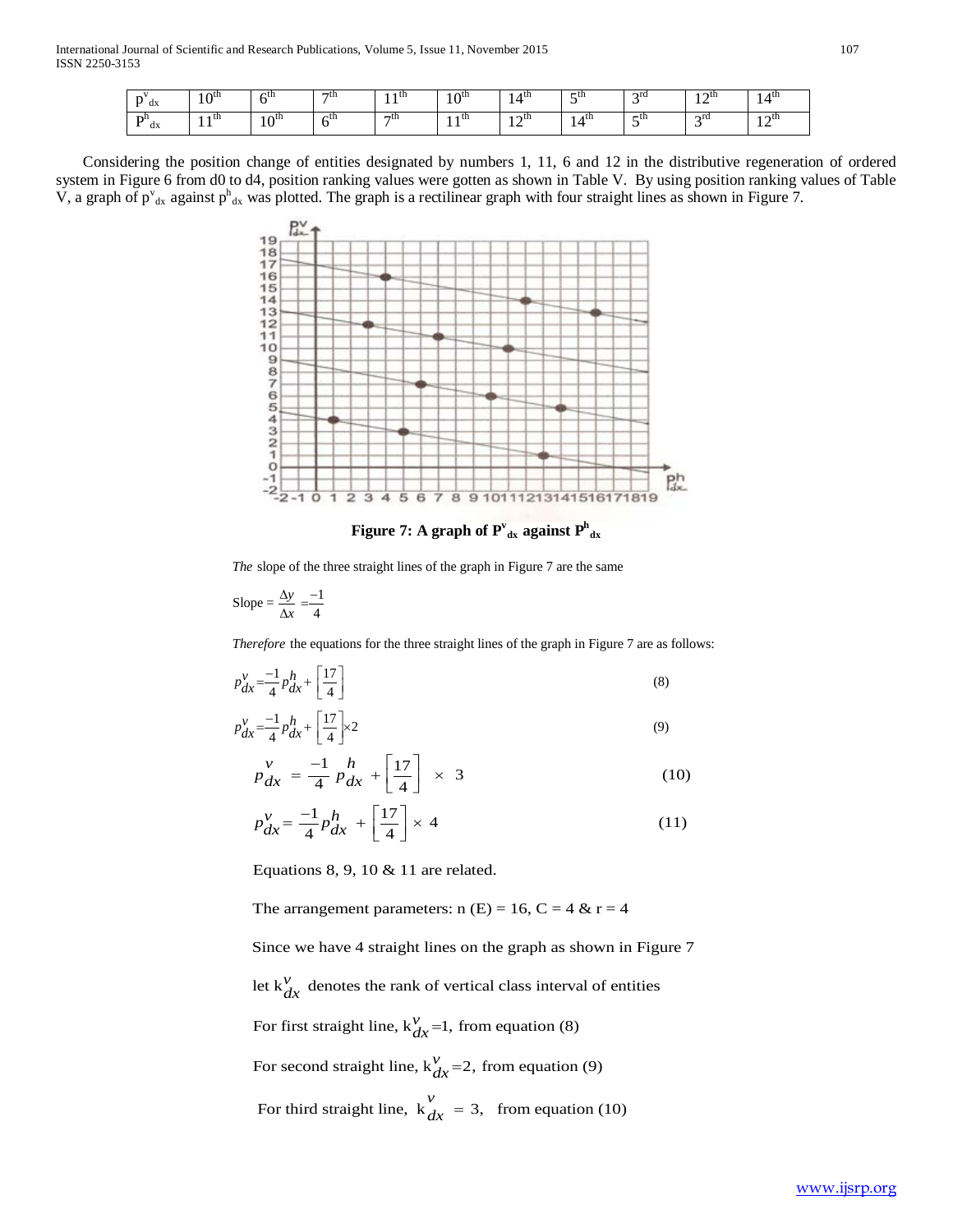| $P^v_{dx}$ | $10^{th}$ | $6^{th}$ | $7^{th}$ | $11^{th}$ | $10^{th}$ | $14^{th}$ | $5^{th}$ | $3^{rd}$ | $12^{th}$ | $14^{th}$ |
|---|---|---|---|---|---|---|---|---|---|---|
| $P^h_{dx}$ | $11^{th}$ | $10^{th}$ | $6^{th}$ | $7^{th}$ | $11^{th}$ | $12^{th}$ | $14^{th}$ | $5^{th}$ | $3^{rd}$ | $12^{th}$ |

Considering the position change of entities designated by numbers 1, 11, 6 and 12 in the distributive regeneration of ordered system in Figure 6 from d0 to d4, position ranking values were gotten as shown in Table V. By using position ranking values of Table V, a graph of $p^v_{dx}$ against $p^h_{dx}$ was plotted. The graph is a rectilinear graph with four straight lines as shown in Figure 7.

**Figure 7: A graph of $P^v_{dx}$ against $P^h_{dx}$**

*The* slope of the three straight lines of the graph in Figure 7 are the same

$$\text{Slope} = \frac{\Delta y}{\Delta x} = \frac{-1}{4}$$

*Therefore* the equations for the three straight lines of the graph in Figure 7 are as follows:

$$p^v_{dx} = \frac{-1}{4} p^h_{dx} + \left[\frac{17}{4}\right] \quad (8)$$

$$p^v_{dx} = \frac{-1}{4} p^h_{dx} + \left[\frac{17}{4}\right] \times 2 \quad (9)$$

$$p^v_{dx} = \frac{-1}{4} p^h_{dx} + \left[\frac{17}{4}\right] \times 3 \quad (10)$$

$$p^v_{dx} = \frac{-1}{4} p^h_{dx} + \left[\frac{17}{4}\right] \times 4 \quad (11)$$

Equations 8, 9, 10 & 11 are related.

The arrangement parameters: n (E) = 16, C = 4 & r = 4

Since we have 4 straight lines on the graph as shown in Figure 7

let $k^v_{dx}$ denotes the rank of vertical class interval of entities

For first straight line, $k^v_{dx} = 1$, from equation (8)

For second straight line, $k^v_{dx} = 2$, from equation (9)

For third straight line, $k^v_{dx} = 3$, from equation (10)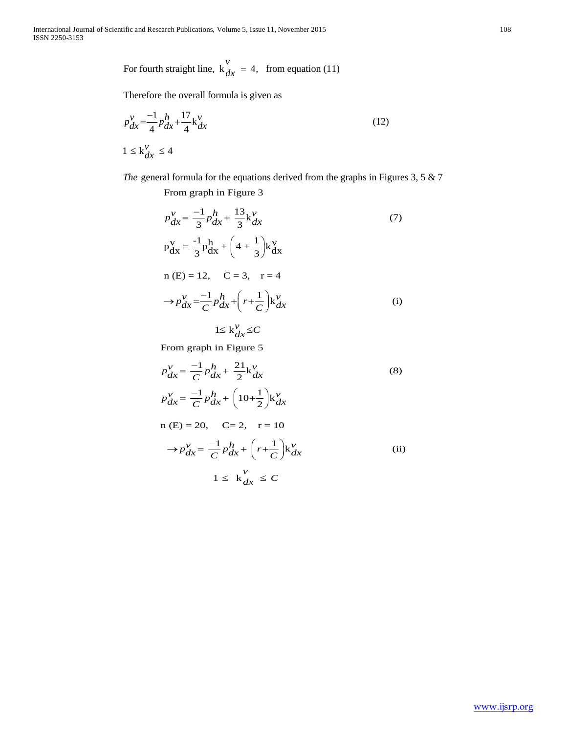For fourth straight line, $k_{dx}^{v} = 4$, from equation (11)

Therefore the overall formula is given as

$$p_{dx}^{v} = \frac{-1}{4} p_{dx}^{h} + \frac{17}{4} k_{dx}^{v} \qquad (12)$$

$$1 \leq k_{dx}^{v} \leq 4$$

*The* general formula for the equations derived from the graphs in Figures 3, 5 & 7

From graph in Figure 3

$$p_{dx}^{v} = \frac{-1}{3} p_{dx}^{h} + \frac{13}{3} k_{dx}^{v} \qquad (7)$$

$$p_{dx}^{v} = \frac{-1}{3} p_{dx}^{h} + \left(4 + \frac{1}{3}\right) k_{dx}^{v}$$

n (E) = 12, C = 3, r = 4

$$\rightarrow p_{dx}^{v} = \frac{-1}{C} p_{dx}^{h} + \left(r + \frac{1}{C}\right) k_{dx}^{v} \qquad (i)$$

$$1 \leq k_{dx}^{v} \leq C$$

From graph in Figure 5

$$p_{dx}^{v} = \frac{-1}{C} p_{dx}^{h} + \frac{21}{2} k_{dx}^{v} \qquad (8)$$

$$p_{dx}^{v} = \frac{-1}{C} p_{dx}^{h} + \left(10 + \frac{1}{2}\right) k_{dx}^{v}$$

n (E) = 20, C= 2, r = 10

$$\rightarrow p_{dx}^{v} = \frac{-1}{C} p_{dx}^{h} + \left(r + \frac{1}{C}\right) k_{dx}^{v} \qquad (ii)$$

$$1 \leq k_{dx}^{v} \leq C$$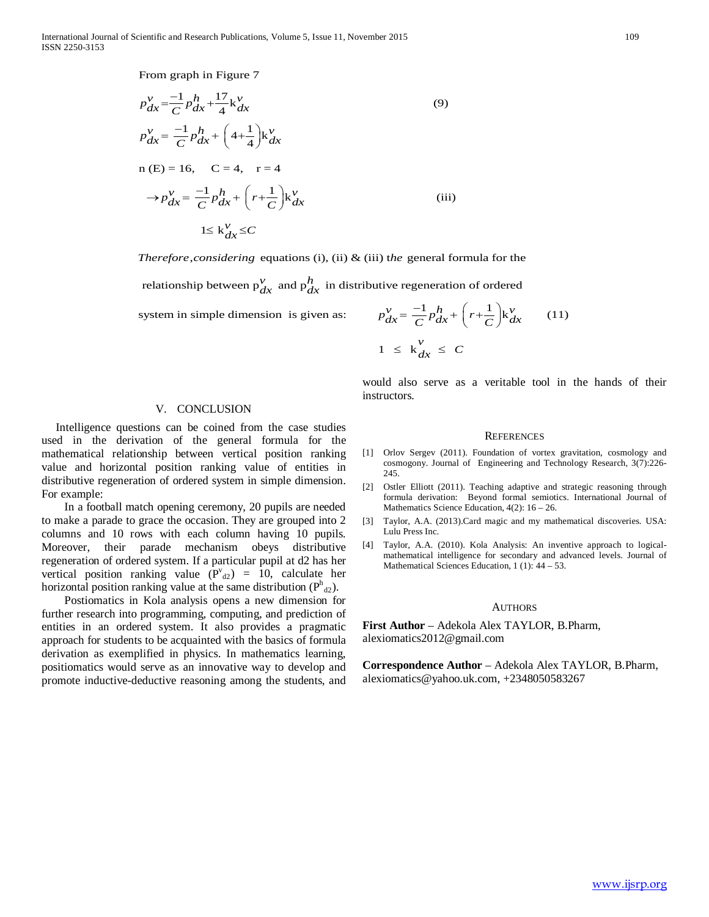From graph in Figure 7

$$p_{dx}^{v} = \frac{-1}{C} p_{dx}^{h} + \frac{17}{4} k_{dx}^{v} \quad (9)$$

$$p_{dx}^{v} = \frac{-1}{C} p_{dx}^{h} + \left(4 + \frac{1}{4}\right) k_{dx}^{v}$$

n (E) = 16, C = 4, r = 4

$$\rightarrow p_{dx}^{v} = \frac{-1}{C} p_{dx}^{h} + \left(r + \frac{1}{C}\right) k_{dx}^{v} \quad \text{(iii)}$$

$$1 \leq k_{dx}^{v} \leq C$$

*Therefore, considering* equations (i), (ii) & (iii) t*he* general formula for the relationship between $p_{dx}^{v}$ and $p_{dx}^{h}$ in distributive regeneration of ordered system in simple dimension is given as:

$$p_{dx}^{v} = \frac{-1}{C} p_{dx}^{h} + \left(r + \frac{1}{C}\right) k_{dx}^{v} \quad (11)$$

$$1 \leq k_{dx}^{v} \leq C$$

## V. CONCLUSION

Intelligence questions can be coined from the case studies used in the derivation of the general formula for the mathematical relationship between vertical position ranking value and horizontal position ranking value of entities in distributive regeneration of ordered system in simple dimension. For example:

In a football match opening ceremony, 20 pupils are needed to make a parade to grace the occasion. They are grouped into 2 columns and 10 rows with each column having 10 pupils. Moreover, their parade mechanism obeys distributive regeneration of ordered system. If a particular pupil at d2 has her vertical position ranking value ($P^{v}_{d2}$) = 10, calculate her horizontal position ranking value at the same distribution ($P^{h}_{d2}$).

Postiomatics in Kola analysis opens a new dimension for further research into programming, computing, and prediction of entities in an ordered system. It also provides a pragmatic approach for students to be acquainted with the basics of formula derivation as exemplified in physics. In mathematics learning, positiomatics would serve as an innovative way to develop and promote inductive-deductive reasoning among the students, and would also serve as a veritable tool in the hands of their instructors.

## REFERENCES

[1] Orlov Sergev (2011). Foundation of vortex gravitation, cosmology and cosmogony. Journal of Engineering and Technology Research, 3(7):226-245.

[2] Ostler Elliott (2011). Teaching adaptive and strategic reasoning through formula derivation: Beyond formal semiotics. International Journal of Mathematics Science Education, 4(2): 16 – 26.

[3] Taylor, A.A. (2013).Card magic and my mathematical discoveries. USA: Lulu Press Inc.

[4] Taylor, A.A. (2010). Kola Analysis: An inventive approach to logical-mathematical intelligence for secondary and advanced levels. Journal of Mathematical Sciences Education, 1 (1): 44 – 53.

## AUTHORS

**First Author** – Adekola Alex TAYLOR, B.Pharm, alexiomatics2012@gmail.com

**Correspondence Author** – Adekola Alex TAYLOR, B.Pharm, alexiomatics@yahoo.uk.com, +2348050583267